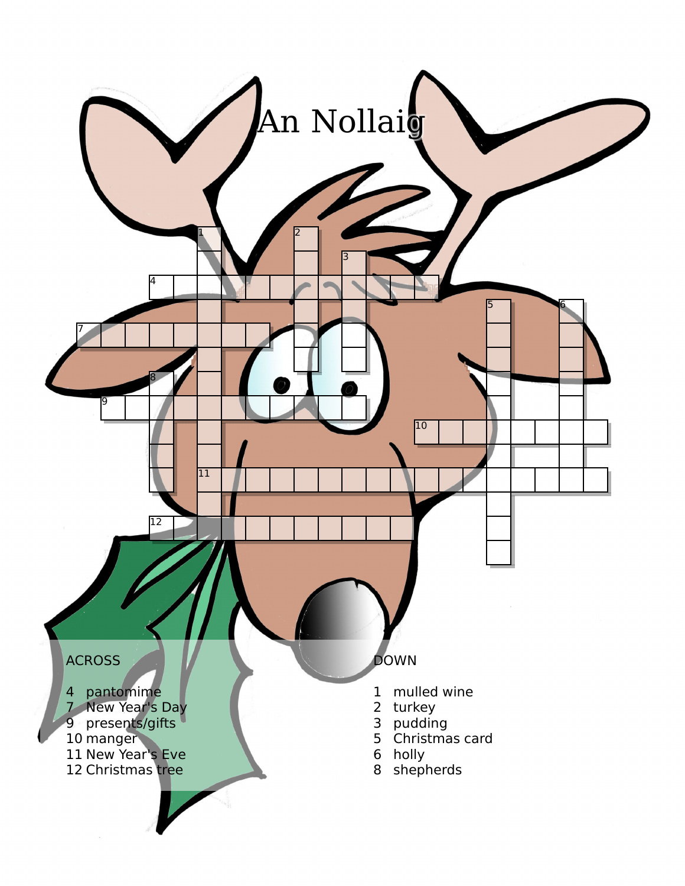# An Nollaig

ACROSS

4 pantomime
7 New Year's Day
9 presents/gifts
10 manger
11 New Year's Eve
12 Christmas tree

DOWN

1 mulled wine
2 turkey
3 pudding
5 Christmas card
6 holly
8 shepherds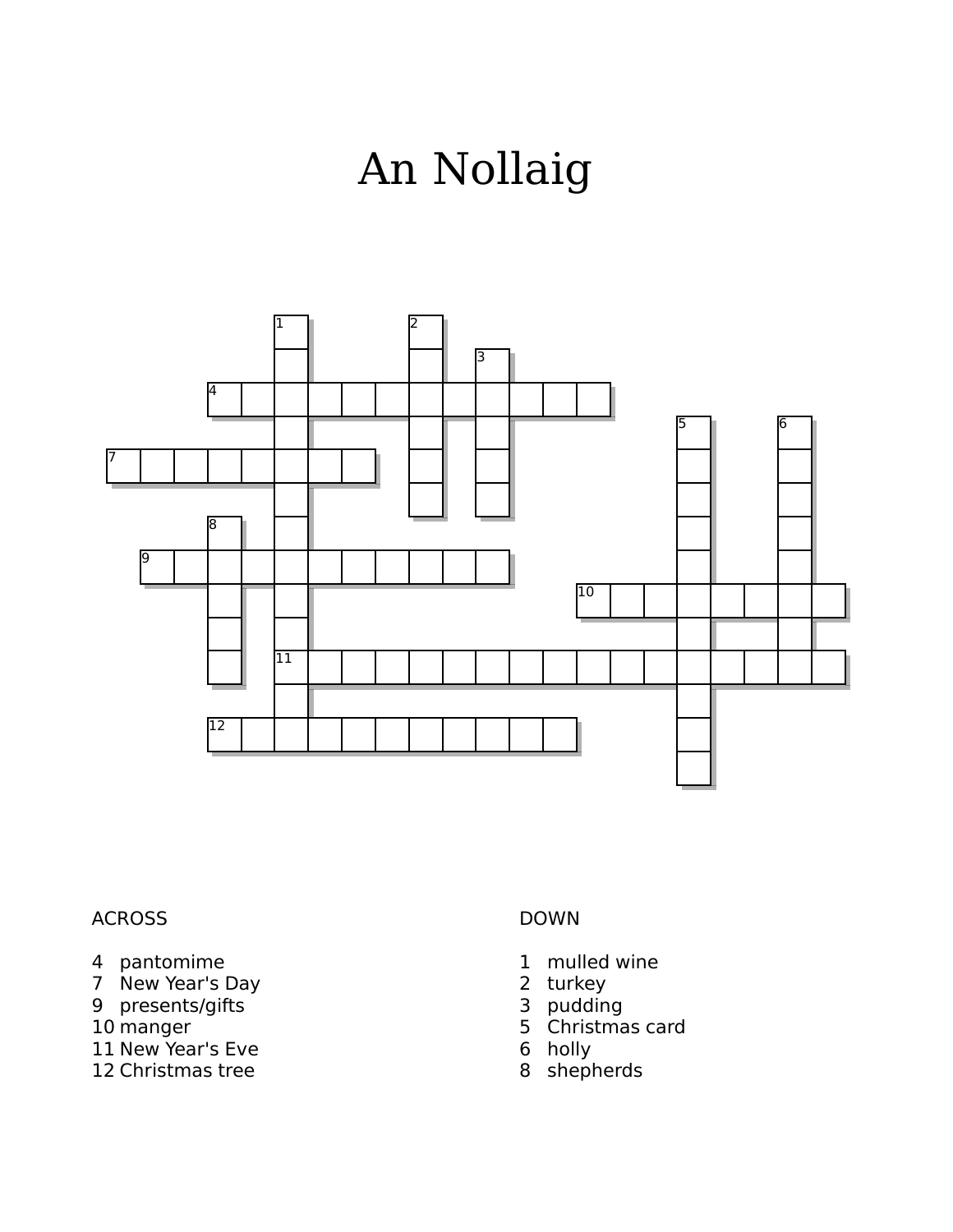# An Nollaig

ACROSS

4 pantomime
7 New Year's Day
9 presents/gifts
10 manger
11 New Year's Eve
12 Christmas tree

DOWN

1 mulled wine
2 turkey
3 pudding
5 Christmas card
6 holly
8 shepherds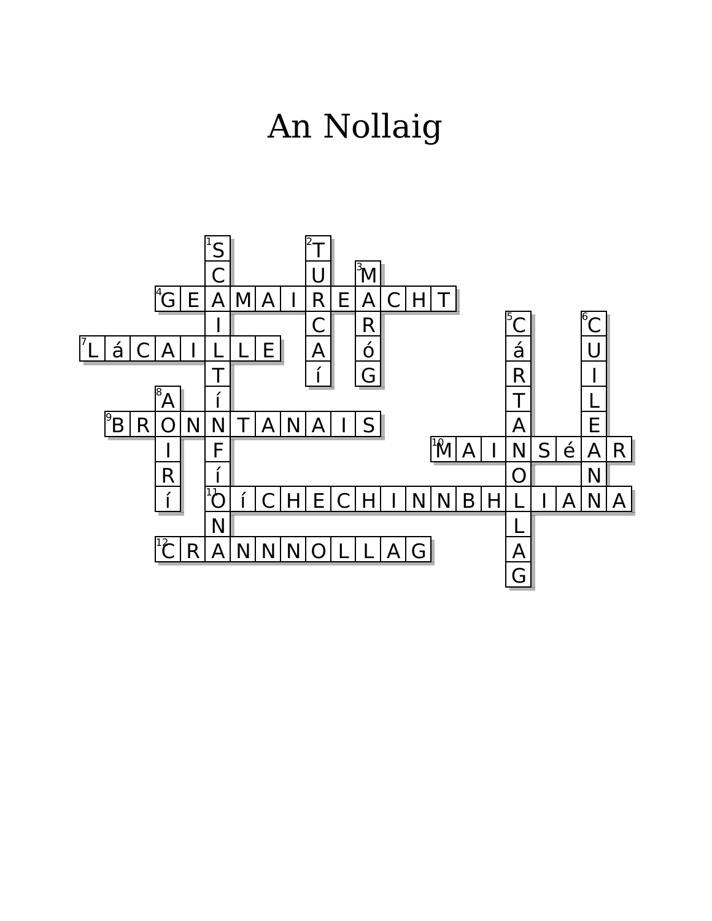# An Nollaig

| | | | | | | | | | | | | | | | | | | | | | |
|---|---|---|---|---|---|---|---|---|---|---|---|---|---|---|---|---|---|---|---|---|---|
| | | | | | 1 S | | | | 2 T | | | | | | | | | | | | |
| | | | | | C | | | | U | | 3 M | | | | | | | | | | |
| | | | 4 G | E | A | M | A | I | R | E | A | C | H | T | | | | | | | |
| | | | | | I | | | | C | | R | | | | | | 5 C | | | 6 C | |
| 7 L | á | C | A | I | L | L | E | | A | | ó | | | | | | á | | | U | |
| | | | | | T | | | | í | | G | | | | | | R | | | I | |
| | | | 8 A | | í | | | | | | | | | | | | T | | | L | |
| | 9 B | R | O | N | N | T | A | N | A | I | S | | | | | | A | | | E | |
| | | | I | | F | | | | | | | | | 10 M | A | I | N | S | é | A | R |
| | | | R | | í | | | | | | | | | | | | O | | | N | |
| | | | í | | 11 O | í | C | H | E | C | H | I | N | N | B | H | L | I | A | N | A |
| | | | | | N | | | | | | | | | | | | L | | | | |
| | | | 12 C | R | A | N | N | N | O | L | L | A | G | | | | A | | | | |
| | | | | | | | | | | | | | | | | | G | | | | |